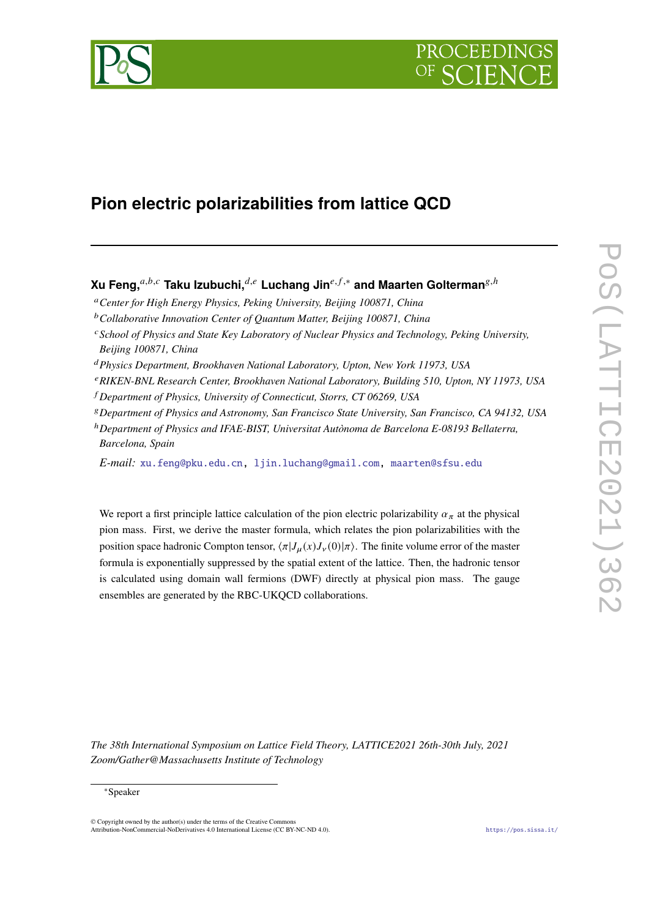# Pion electric polarizabilities from lattice QCD

**Xu Feng,**[a,b,c] **Taku Izubuchi,**[d,e] **Luchang Jin**[e,f,*] **and Maarten Golterman**[g,h]

[a] *Center for High Energy Physics, Peking University, Beijing 100871, China*

[b] *Collaborative Innovation Center of Quantum Matter, Beijing 100871, China*

[c] *School of Physics and State Key Laboratory of Nuclear Physics and Technology, Peking University, Beijing 100871, China*

[d] *Physics Department, Brookhaven National Laboratory, Upton, New York 11973, USA*

[e] *RIKEN-BNL Research Center, Brookhaven National Laboratory, Building 510, Upton, NY 11973, USA*

[f] *Department of Physics, University of Connecticut, Storrs, CT 06269, USA*

[g] *Department of Physics and Astronomy, San Francisco State University, San Francisco, CA 94132, USA*

[h] *Department of Physics and IFAE-BIST, Universitat Autònoma de Barcelona E-08193 Bellaterra, Barcelona, Spain*

*E-mail:* xu.feng@pku.edu.cn, ljin.luchang@gmail.com, maarten@sfsu.edu

We report a first principle lattice calculation of the pion electric polarizability $\alpha_\pi$ at the physical pion mass. First, we derive the master formula, which relates the pion polarizabilities with the position space hadronic Compton tensor, $\langle\pi|J_\mu(x)J_\nu(0)|\pi\rangle$. The finite volume error of the master formula is exponentially suppressed by the spatial extent of the lattice. Then, the hadronic tensor is calculated using domain wall fermions (DWF) directly at physical pion mass. The gauge ensembles are generated by the RBC-UKQCD collaborations.

*The 38th International Symposium on Lattice Field Theory, LATTICE2021 26th-30th July, 2021 Zoom/Gather@Massachusetts Institute of Technology*

*Speaker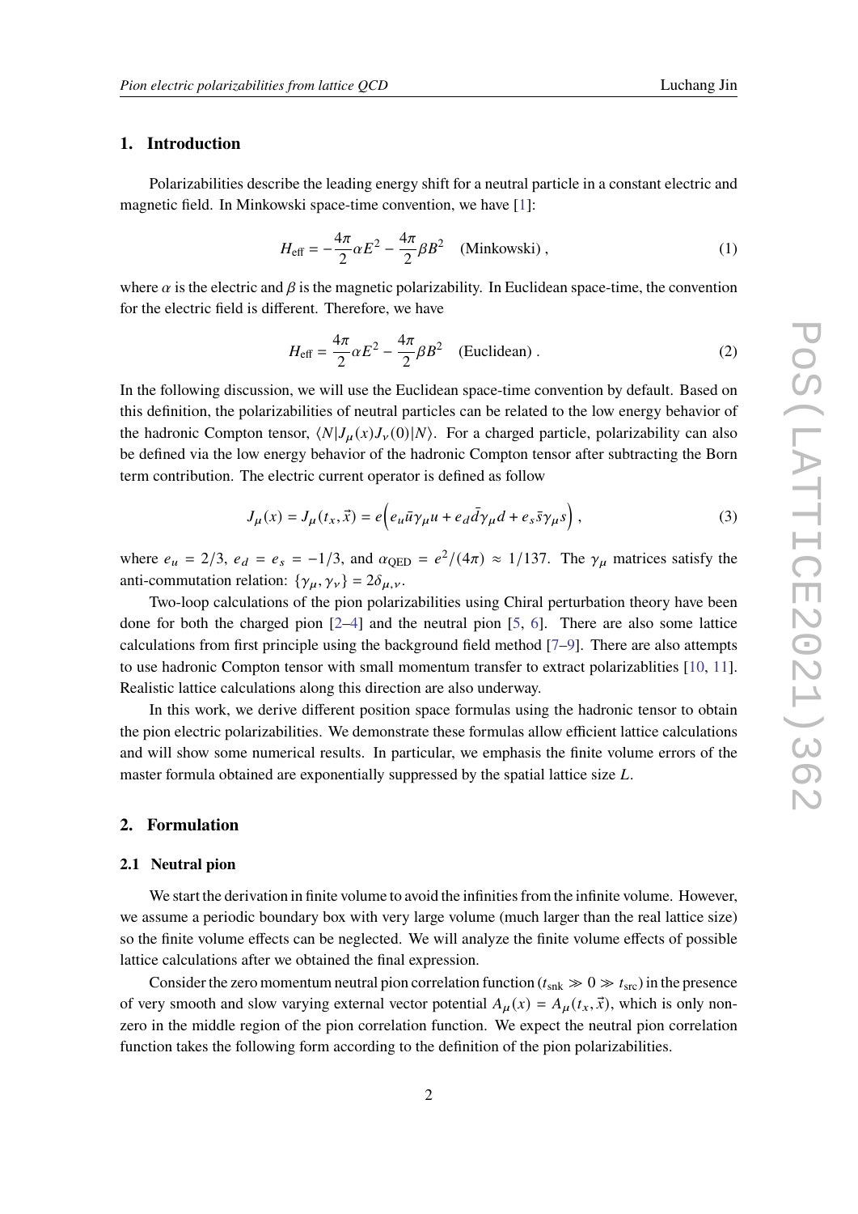## 1. Introduction

Polarizabilities describe the leading energy shift for a neutral particle in a constant electric and magnetic field. In Minkowski space-time convention, we have [1]:

$$H_{\text{eff}} = -\frac{4\pi}{2}\alpha E^2 - \frac{4\pi}{2}\beta B^2 \quad \text{(Minkowski)}\,, \tag{1}$$

where $\alpha$ is the electric and $\beta$ is the magnetic polarizability. In Euclidean space-time, the convention for the electric field is different. Therefore, we have

$$H_{\text{eff}} = \frac{4\pi}{2}\alpha E^2 - \frac{4\pi}{2}\beta B^2 \quad \text{(Euclidean)}\,. \tag{2}$$

In the following discussion, we will use the Euclidean space-time convention by default. Based on this definition, the polarizabilities of neutral particles can be related to the low energy behavior of the hadronic Compton tensor, $\langle N|J_\mu(x)J_\nu(0)|N\rangle$. For a charged particle, polarizability can also be defined via the low energy behavior of the hadronic Compton tensor after subtracting the Born term contribution. The electric current operator is defined as follow

$$J_\mu(x) = J_\mu(t_x, \vec{x}) = e\Big(e_u \bar{u}\gamma_\mu u + e_d \bar{d}\gamma_\mu d + e_s \bar{s}\gamma_\mu s\Big)\,, \tag{3}$$

where $e_u = 2/3$, $e_d = e_s = -1/3$, and $\alpha_{\text{QED}} = e^2/(4\pi) \approx 1/137$. The $\gamma_\mu$ matrices satisfy the anti-commutation relation: $\{\gamma_\mu, \gamma_\nu\} = 2\delta_{\mu,\nu}$.

Two-loop calculations of the pion polarizabilities using Chiral perturbation theory have been done for both the charged pion [2–4] and the neutral pion [5, 6]. There are also some lattice calculations from first principle using the background field method [7–9]. There are also attempts to use hadronic Compton tensor with small momentum transfer to extract polarizablities [10, 11]. Realistic lattice calculations along this direction are also underway.

In this work, we derive different position space formulas using the hadronic tensor to obtain the pion electric polarizabilities. We demonstrate these formulas allow efficient lattice calculations and will show some numerical results. In particular, we emphasis the finite volume errors of the master formula obtained are exponentially suppressed by the spatial lattice size $L$.

## 2. Formulation

### 2.1 Neutral pion

We start the derivation in finite volume to avoid the infinities from the infinite volume. However, we assume a periodic boundary box with very large volume (much larger than the real lattice size) so the finite volume effects can be neglected. We will analyze the finite volume effects of possible lattice calculations after we obtained the final expression.

Consider the zero momentum neutral pion correlation function ($t_{\text{snk}} \gg 0 \gg t_{\text{src}}$) in the presence of very smooth and slow varying external vector potential $A_\mu(x) = A_\mu(t_x, \vec{x})$, which is only non-zero in the middle region of the pion correlation function. We expect the neutral pion correlation function takes the following form according to the definition of the pion polarizabilities.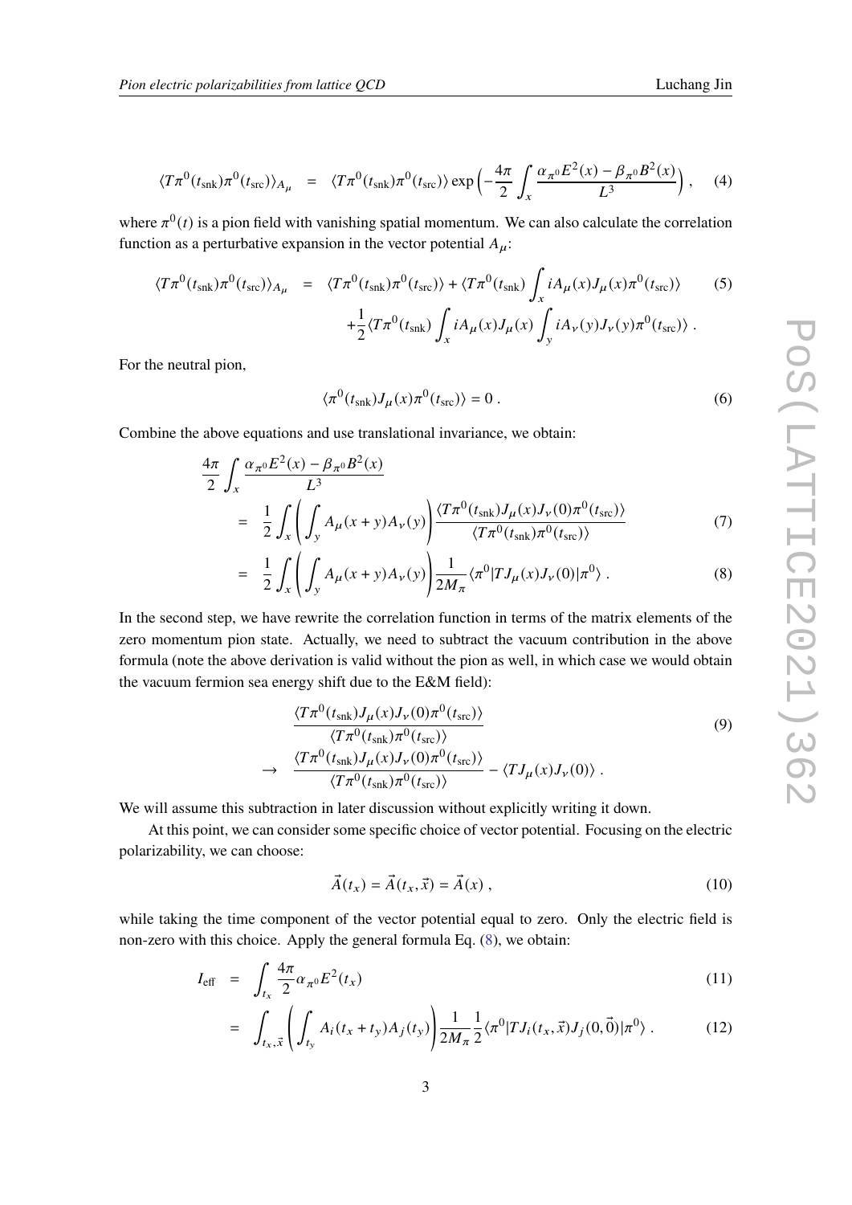$$\langle T\pi^0(t_{\rm snk})\pi^0(t_{\rm src})\rangle_{A_\mu} = \langle T\pi^0(t_{\rm snk})\pi^0(t_{\rm src})\rangle \exp\left(-\frac{4\pi}{2}\int_x \frac{\alpha_{\pi^0}E^2(x)-\beta_{\pi^0}B^2(x)}{L^3}\right), \tag{4}$$

where $\pi^0(t)$ is a pion field with vanishing spatial momentum. We can also calculate the correlation function as a perturbative expansion in the vector potential $A_\mu$:

$$\begin{aligned}\langle T\pi^0(t_{\rm snk})\pi^0(t_{\rm src})\rangle_{A_\mu} &= \langle T\pi^0(t_{\rm snk})\pi^0(t_{\rm src})\rangle + \langle T\pi^0(t_{\rm snk})\int_x iA_\mu(x)J_\mu(x)\pi^0(t_{\rm src})\rangle \\ &\quad +\frac{1}{2}\langle T\pi^0(t_{\rm snk})\int_x iA_\mu(x)J_\mu(x)\int_y iA_\nu(y)J_\nu(y)\pi^0(t_{\rm src})\rangle\ .\end{aligned} \tag{5}$$

For the neutral pion,

$$\langle \pi^0(t_{\rm snk})J_\mu(x)\pi^0(t_{\rm src})\rangle = 0\ . \tag{6}$$

Combine the above equations and use translational invariance, we obtain:

$$\begin{aligned}&\frac{4\pi}{2}\int_x \frac{\alpha_{\pi^0}E^2(x)-\beta_{\pi^0}B^2(x)}{L^3} \\ &= \frac{1}{2}\int_x\left(\int_y A_\mu(x+y)A_\nu(y)\right)\frac{\langle T\pi^0(t_{\rm snk})J_\mu(x)J_\nu(0)\pi^0(t_{\rm src})\rangle}{\langle T\pi^0(t_{\rm snk})\pi^0(t_{\rm src})\rangle} \qquad (7)\\ &= \frac{1}{2}\int_x\left(\int_y A_\mu(x+y)A_\nu(y)\right)\frac{1}{2M_\pi}\langle\pi^0|TJ_\mu(x)J_\nu(0)|\pi^0\rangle\ . \qquad (8)\end{aligned}$$

In the second step, we have rewrite the correlation function in terms of the matrix elements of the zero momentum pion state. Actually, we need to subtract the vacuum contribution in the above formula (note the above derivation is valid without the pion as well, in which case we would obtain the vacuum fermion sea energy shift due to the E&M field):

$$\begin{aligned}&\frac{\langle T\pi^0(t_{\rm snk})J_\mu(x)J_\nu(0)\pi^0(t_{\rm src})\rangle}{\langle T\pi^0(t_{\rm snk})\pi^0(t_{\rm src})\rangle} \\ \to\quad &\frac{\langle T\pi^0(t_{\rm snk})J_\mu(x)J_\nu(0)\pi^0(t_{\rm src})\rangle}{\langle T\pi^0(t_{\rm snk})\pi^0(t_{\rm src})\rangle} - \langle TJ_\mu(x)J_\nu(0)\rangle\ .\end{aligned} \tag{9}$$

We will assume this subtraction in later discussion without explicitly writing it down.

At this point, we can consider some specific choice of vector potential. Focusing on the electric polarizability, we can choose:

$$\vec{A}(t_x) = \vec{A}(t_x,\vec{x}) = \vec{A}(x)\ , \tag{10}$$

while taking the time component of the vector potential equal to zero. Only the electric field is non-zero with this choice. Apply the general formula Eq. (8), we obtain:

$$\begin{aligned}I_{\rm eff} &= \int_{t_x}\frac{4\pi}{2}\alpha_{\pi^0}E^2(t_x) \qquad (11)\\ &= \int_{t_x,\vec{x}}\left(\int_{t_y} A_i(t_x+t_y)A_j(t_y)\right)\frac{1}{2M_\pi}\frac{1}{2}\langle\pi^0|TJ_i(t_x,\vec{x})J_j(0,\vec{0})|\pi^0\rangle\ . \qquad (12)\end{aligned}$$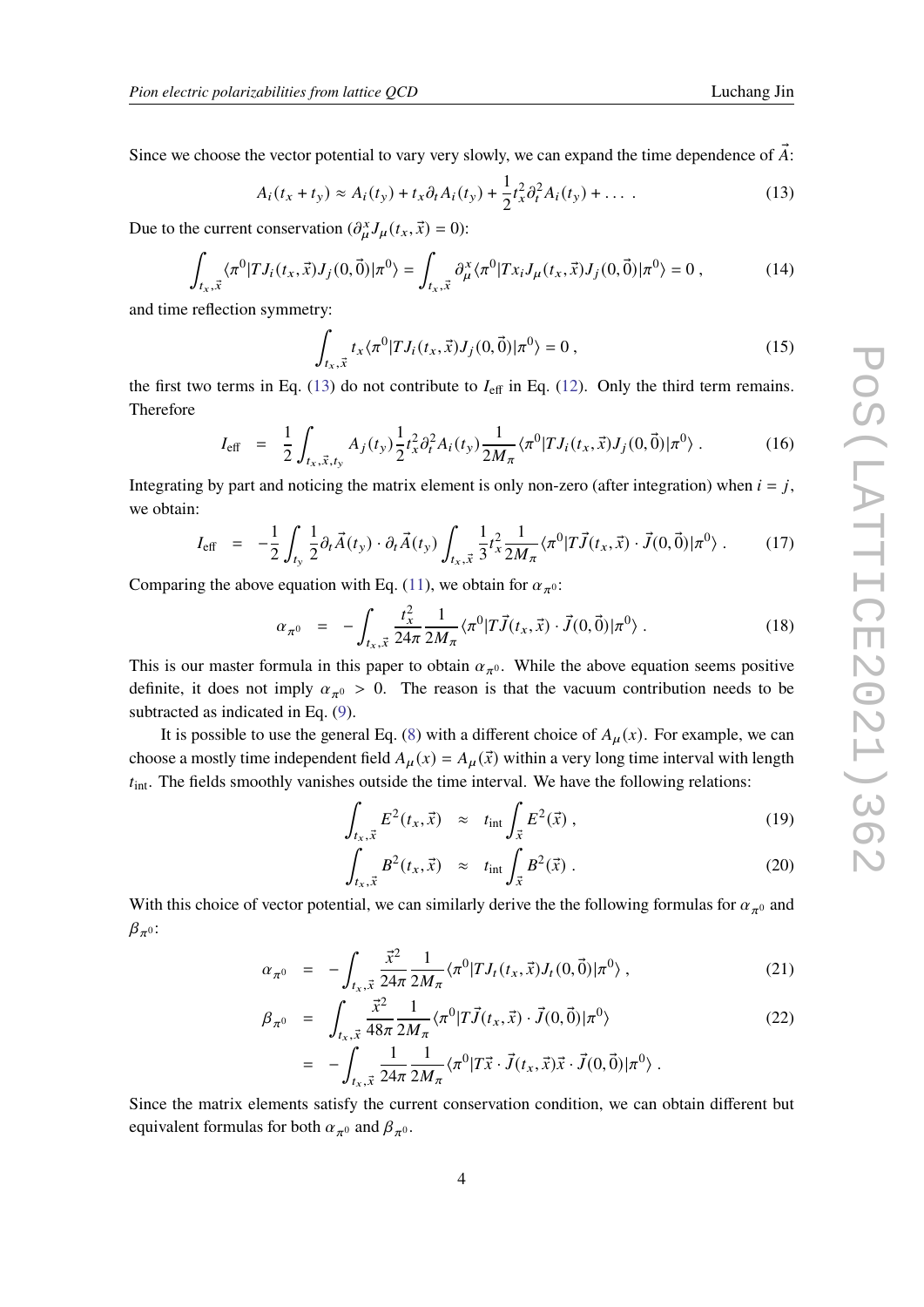Since we choose the vector potential to vary very slowly, we can expand the time dependence of $\vec{A}$:

$$A_i(t_x + t_y) \approx A_i(t_y) + t_x \partial_t A_i(t_y) + \frac{1}{2} t_x^2 \partial_t^2 A_i(t_y) + \dots \, . \tag{13}$$

Due to the current conservation ($\partial^x_\mu J_\mu(t_x, \vec{x}) = 0$):

$$\int_{t_x, \vec{x}} \langle \pi^0 | T J_i(t_x, \vec{x}) J_j(0, \vec{0}) | \pi^0 \rangle = \int_{t_x, \vec{x}} \partial^x_\mu \langle \pi^0 | T x_i J_\mu(t_x, \vec{x}) J_j(0, \vec{0}) | \pi^0 \rangle = 0 \, , \tag{14}$$

and time reflection symmetry:

$$\int_{t_x, \vec{x}} t_x \langle \pi^0 | T J_i(t_x, \vec{x}) J_j(0, \vec{0}) | \pi^0 \rangle = 0 \, , \tag{15}$$

the first two terms in Eq. (13) do not contribute to $I_{\rm eff}$ in Eq. (12). Only the third term remains. Therefore

$$I_{\rm eff} = \frac{1}{2} \int_{t_x, \vec{x}, t_y} A_j(t_y) \frac{1}{2} t_x^2 \partial_t^2 A_i(t_y) \frac{1}{2M_\pi} \langle \pi^0 | T J_i(t_x, \vec{x}) J_j(0, \vec{0}) | \pi^0 \rangle \, . \tag{16}$$

Integrating by part and noticing the matrix element is only non-zero (after integration) when $i = j$, we obtain:

$$I_{\rm eff} = -\frac{1}{2} \int_{t_y} \frac{1}{2} \partial_t \vec{A}(t_y) \cdot \partial_t \vec{A}(t_y) \int_{t_x, \vec{x}} \frac{1}{3} t_x^2 \frac{1}{2M_\pi} \langle \pi^0 | T \vec{J}(t_x, \vec{x}) \cdot \vec{J}(0, \vec{0}) | \pi^0 \rangle \, . \tag{17}$$

Comparing the above equation with Eq. (11), we obtain for $\alpha_{\pi^0}$:

$$\alpha_{\pi^0} = -\int_{t_x, \vec{x}} \frac{t_x^2}{24\pi} \frac{1}{2M_\pi} \langle \pi^0 | T \vec{J}(t_x, \vec{x}) \cdot \vec{J}(0, \vec{0}) | \pi^0 \rangle \, . \tag{18}$$

This is our master formula in this paper to obtain $\alpha_{\pi^0}$. While the above equation seems positive definite, it does not imply $\alpha_{\pi^0} > 0$. The reason is that the vacuum contribution needs to be subtracted as indicated in Eq. (9).

It is possible to use the general Eq. (8) with a different choice of $A_\mu(x)$. For example, we can choose a mostly time independent field $A_\mu(x) = A_\mu(\vec{x})$ within a very long time interval with length $t_{\rm int}$. The fields smoothly vanishes outside the time interval. We have the following relations:

$$\int_{t_x, \vec{x}} E^2(t_x, \vec{x}) \approx t_{\rm int} \int_{\vec{x}} E^2(\vec{x}) \, , \tag{19}$$

$$\int_{t_x, \vec{x}} B^2(t_x, \vec{x}) \approx t_{\rm int} \int_{\vec{x}} B^2(\vec{x}) \, . \tag{20}$$

With this choice of vector potential, we can similarly derive the the following formulas for $\alpha_{\pi^0}$ and $\beta_{\pi^0}$:

$$\alpha_{\pi^0} = -\int_{t_x, \vec{x}} \frac{\vec{x}^2}{24\pi} \frac{1}{2M_\pi} \langle \pi^0 | T J_t(t_x, \vec{x}) J_t(0, \vec{0}) | \pi^0 \rangle \, , \tag{21}$$

$$\begin{aligned} \beta_{\pi^0} &= \int_{t_x, \vec{x}} \frac{\vec{x}^2}{48\pi} \frac{1}{2M_\pi} \langle \pi^0 | T \vec{J}(t_x, \vec{x}) \cdot \vec{J}(0, \vec{0}) | \pi^0 \rangle \\ &= -\int_{t_x, \vec{x}} \frac{1}{24\pi} \frac{1}{2M_\pi} \langle \pi^0 | T \vec{x} \cdot \vec{J}(t_x, \vec{x}) \vec{x} \cdot \vec{J}(0, \vec{0}) | \pi^0 \rangle \, . \end{aligned} \tag{22}$$

Since the matrix elements satisfy the current conservation condition, we can obtain different but equivalent formulas for both $\alpha_{\pi^0}$ and $\beta_{\pi^0}$.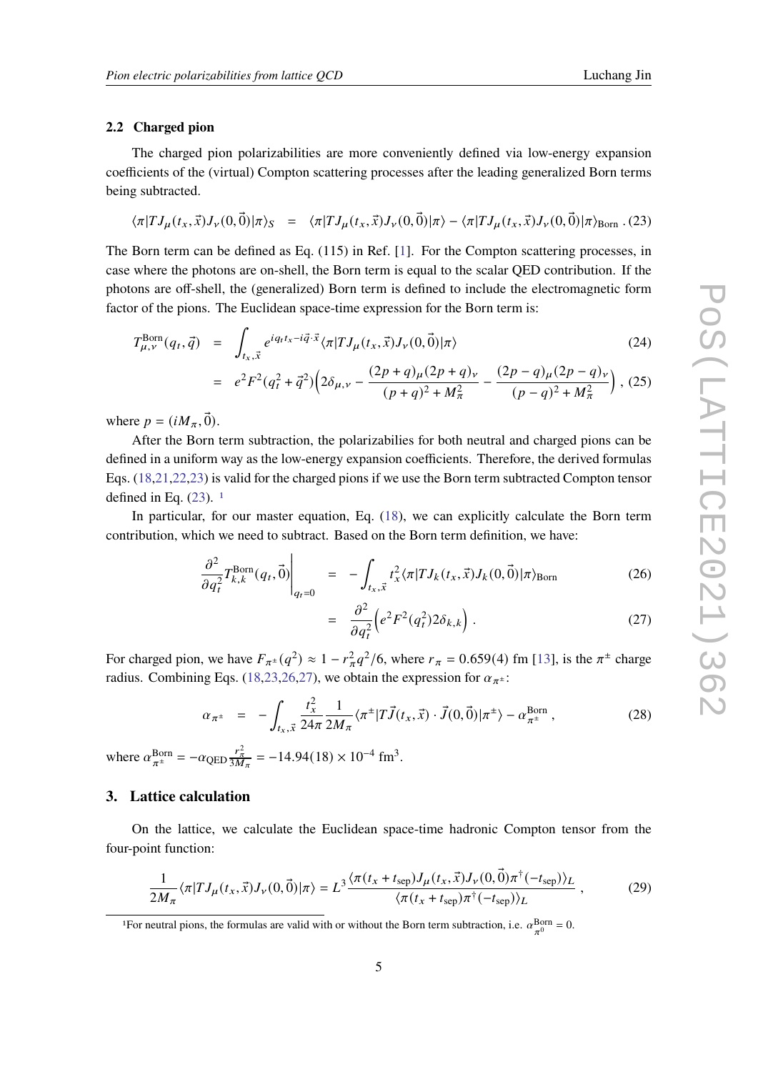### 2.2 Charged pion

The charged pion polarizabilities are more conveniently defined via low-energy expansion coefficients of the (virtual) Compton scattering processes after the leading generalized Born terms being subtracted.

$$\langle\pi|TJ_\mu(t_x,\vec{x})J_\nu(0,\vec{0})|\pi\rangle_S \;=\; \langle\pi|TJ_\mu(t_x,\vec{x})J_\nu(0,\vec{0})|\pi\rangle - \langle\pi|TJ_\mu(t_x,\vec{x})J_\nu(0,\vec{0})|\pi\rangle_{\text{Born}} \,. \tag{23}$$

The Born term can be defined as Eq. (115) in Ref. [1]. For the Compton scattering processes, in case where the photons are on-shell, the Born term is equal to the scalar QED contribution. If the photons are off-shell, the (generalized) Born term is defined to include the electromagnetic form factor of the pions. The Euclidean space-time expression for the Born term is:

$$T^{\text{Born}}_{\mu,\nu}(q_t,\vec{q}) \;=\; \int_{t_x,\vec{x}} e^{iq_t t_x - i\vec{q}\cdot\vec{x}}\langle\pi|TJ_\mu(t_x,\vec{x})J_\nu(0,\vec{0})|\pi\rangle \tag{24}$$

$$= \; e^2F^2(q_t^2+\vec{q}^2)\Big(2\delta_{\mu,\nu} - \frac{(2p+q)_\mu(2p+q)_\nu}{(p+q)^2+M_\pi^2} - \frac{(2p-q)_\mu(2p-q)_\nu}{(p-q)^2+M_\pi^2}\Big)\,, \tag{25}$$

where $p = (iM_\pi,\vec{0})$.

After the Born term subtraction, the polarizabilities for both neutral and charged pions can be defined in a uniform way as the low-energy expansion coefficients. Therefore, the derived formulas Eqs. (18,21,22,23) is valid for the charged pions if we use the Born term subtracted Compton tensor defined in Eq. (23). [1]

In particular, for our master equation, Eq. (18), we can explicitly calculate the Born term contribution, which we need to subtract. Based on the Born term definition, we have:

$$\frac{\partial^2}{\partial q_t^2}T^{\text{Born}}_{k,k}(q_t,\vec{0})\bigg|_{q_t=0} \;=\; -\int_{t_x,\vec{x}} t_x^2\langle\pi|TJ_k(t_x,\vec{x})J_k(0,\vec{0})|\pi\rangle_{\text{Born}} \tag{26}$$

$$= \; \frac{\partial^2}{\partial q_t^2}\Big(e^2F^2(q_t^2)2\delta_{k,k}\Big)\,. \tag{27}$$

For charged pion, we have $F_{\pi^\pm}(q^2)\approx 1 - r_\pi^2 q^2/6$, where $r_\pi = 0.659(4)$ fm [13], is the $\pi^\pm$ charge radius. Combining Eqs. (18,23,26,27), we obtain the expression for $\alpha_{\pi^\pm}$:

$$\alpha_{\pi^\pm} \;=\; -\int_{t_x,\vec{x}}\frac{t_x^2}{24\pi}\frac{1}{2M_\pi}\langle\pi^\pm|T\vec{J}(t_x,\vec{x})\cdot\vec{J}(0,\vec{0})|\pi^\pm\rangle - \alpha^{\text{Born}}_{\pi^\pm}\,, \tag{28}$$

where $\alpha^{\text{Born}}_{\pi^\pm} = -\alpha_{\text{QED}}\frac{r_\pi^2}{3M_\pi} = -14.94(18)\times 10^{-4}\ \text{fm}^3$.

## 3. Lattice calculation

On the lattice, we calculate the Euclidean space-time hadronic Compton tensor from the four-point function:

$$\frac{1}{2M_\pi}\langle\pi|TJ_\mu(t_x,\vec{x})J_\nu(0,\vec{0})|\pi\rangle = L^3\frac{\langle\pi(t_x+t_{\text{sep}})J_\mu(t_x,\vec{x})J_\nu(0,\vec{0})\pi^\dagger(-t_{\text{sep}})\rangle_L}{\langle\pi(t_x+t_{\text{sep}})\pi^\dagger(-t_{\text{sep}})\rangle_L}\,, \tag{29}$$

[1] For neutral pions, the formulas are valid with or without the Born term subtraction, i.e. $\alpha^{\text{Born}}_{\pi^0} = 0$.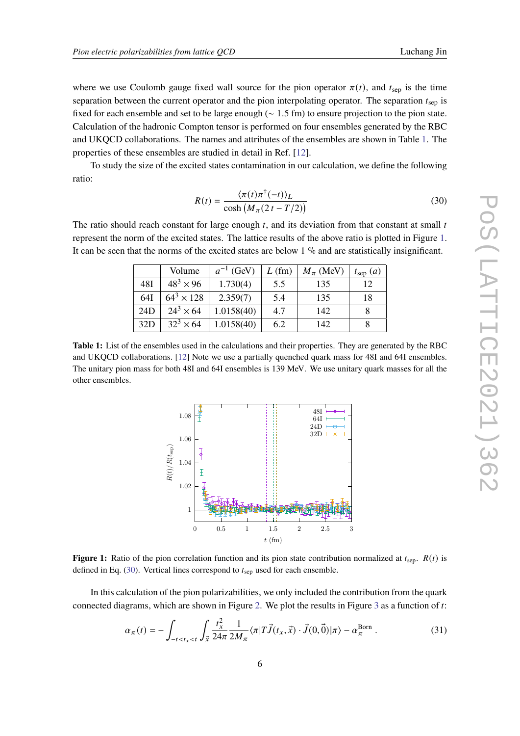where we use Coulomb gauge fixed wall source for the pion operator $\pi(t)$, and $t_{\text{sep}}$ is the time separation between the current operator and the pion interpolating operator. The separation $t_{\text{sep}}$ is fixed for each ensemble and set to be large enough ($\sim 1.5$ fm) to ensure projection to the pion state. Calculation of the hadronic Compton tensor is performed on four ensembles generated by the RBC and UKQCD collaborations. The names and attributes of the ensembles are shown in Table 1. The properties of these ensembles are studied in detail in Ref. [12].

To study the size of the excited states contamination in our calculation, we define the following ratio:

$$R(t) = \frac{\langle \pi(t)\pi^\dagger(-t)\rangle_L}{\cosh\left(M_\pi(2\,t - T/2)\right)} \tag{30}$$

The ratio should reach constant for large enough $t$, and its deviation from that constant at small $t$ represent the norm of the excited states. The lattice results of the above ratio is plotted in Figure 1. It can be seen that the norms of the excited states are below 1 % and are statistically insignificant.

| | Volume | $a^{-1}$ (GeV) | $L$ (fm) | $M_\pi$ (MeV) | $t_{\text{sep}}$ $(a)$ |
|---|---|---|---|---|---|
| 48I | $48^3 \times 96$ | 1.730(4) | 5.5 | 135 | 12 |
| 64I | $64^3 \times 128$ | 2.359(7) | 5.4 | 135 | 18 |
| 24D | $24^3 \times 64$ | 1.0158(40) | 4.7 | 142 | 8 |
| 32D | $32^3 \times 64$ | 1.0158(40) | 6.2 | 142 | 8 |

**Table 1:** List of the ensembles used in the calculations and their properties. They are generated by the RBC and UKQCD collaborations. [12] Note we use a partially quenched quark mass for 48I and 64I ensembles. The unitary pion mass for both 48I and 64I ensembles is 139 MeV. We use unitary quark masses for all the other ensembles.

**Figure 1:** Ratio of the pion correlation function and its pion state contribution normalized at $t_{\text{sep}}$. $R(t)$ is defined in Eq. (30). Vertical lines correspond to $t_{\text{sep}}$ used for each ensemble.

In this calculation of the pion polarizabilities, we only included the contribution from the quark connected diagrams, which are shown in Figure 2. We plot the results in Figure 3 as a function of $t$:

$$\alpha_\pi(t) = -\int_{-t<t_x<t}\int_{\vec{x}} \frac{t_x^2}{24\pi}\frac{1}{2M_\pi}\langle\pi|T\vec{J}(t_x,\vec{x})\cdot\vec{J}(0,\vec{0})|\pi\rangle - \alpha_\pi^{\text{Born}}\,. \tag{31}$$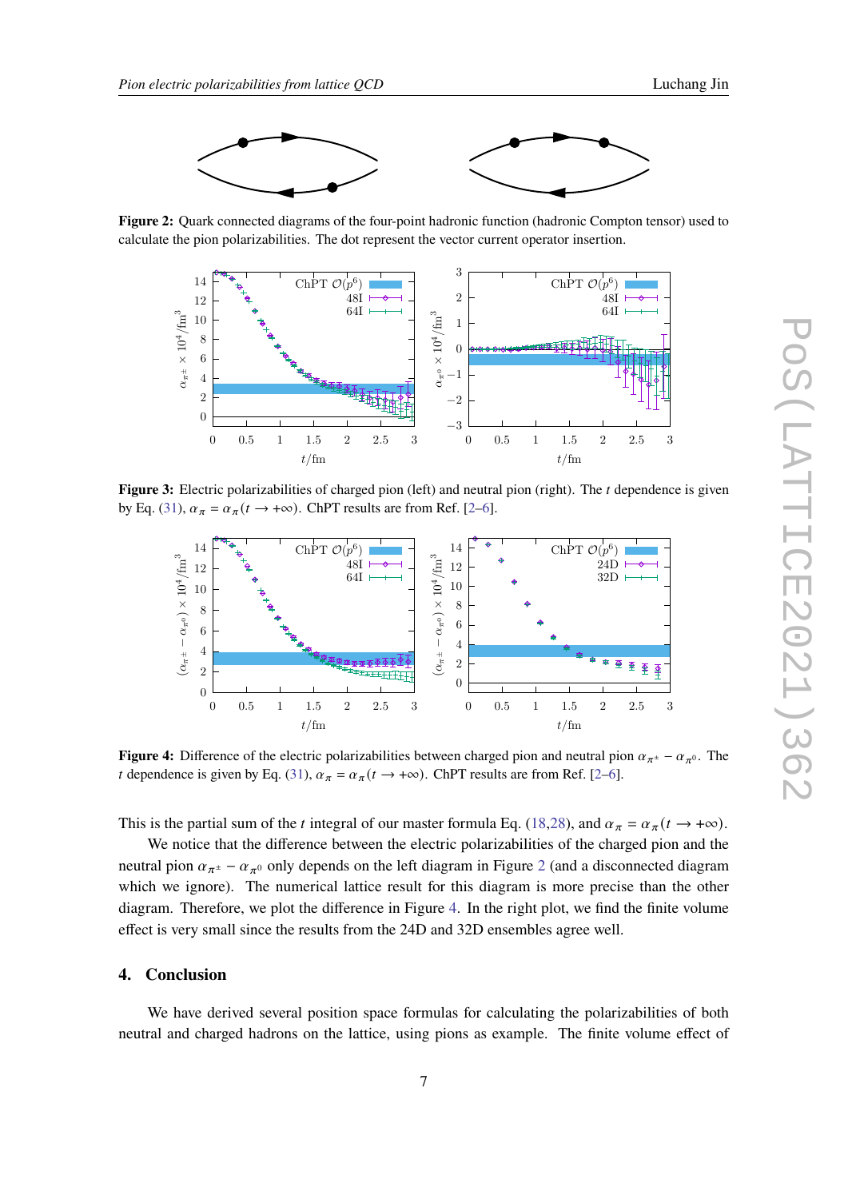**Figure 2:** Quark connected diagrams of the four-point hadronic function (hadronic Compton tensor) used to calculate the pion polarizabilities. The dot represent the vector current operator insertion.

**Figure 3:** Electric polarizabilities of charged pion (left) and neutral pion (right). The $t$ dependence is given by Eq. (31), $\alpha_\pi = \alpha_\pi(t \to +\infty)$. ChPT results are from Ref. [2–6].

**Figure 4:** Difference of the electric polarizabilities between charged pion and neutral pion $\alpha_{\pi^\pm} - \alpha_{\pi^0}$. The $t$ dependence is given by Eq. (31), $\alpha_\pi = \alpha_\pi(t \to +\infty)$. ChPT results are from Ref. [2–6].

This is the partial sum of the $t$ integral of our master formula Eq. (18,28), and $\alpha_\pi = \alpha_\pi(t \to +\infty)$.

We notice that the difference between the electric polarizabilities of the charged pion and the neutral pion $\alpha_{\pi^\pm} - \alpha_{\pi^0}$ only depends on the left diagram in Figure 2 (and a disconnected diagram which we ignore). The numerical lattice result for this diagram is more precise than the other diagram. Therefore, we plot the difference in Figure 4. In the right plot, we find the finite volume effect is very small since the results from the 24D and 32D ensembles agree well.

## 4. Conclusion

We have derived several position space formulas for calculating the polarizabilities of both neutral and charged hadrons on the lattice, using pions as example. The finite volume effect of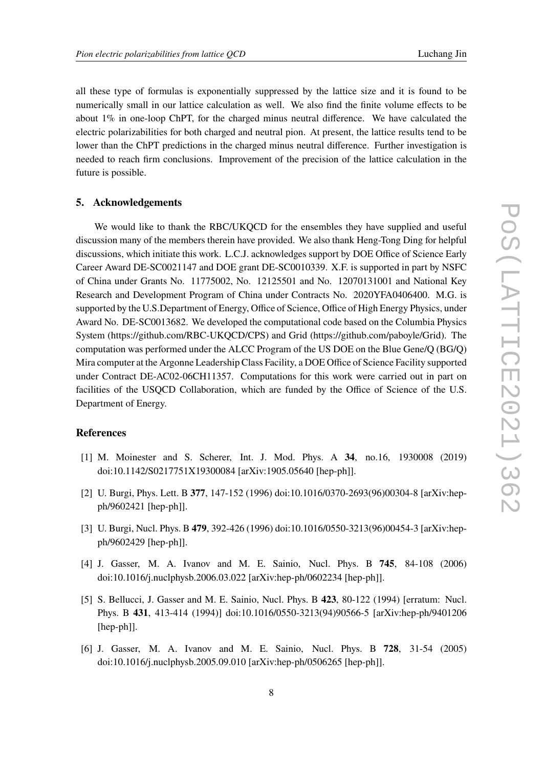all these type of formulas is exponentially suppressed by the lattice size and it is found to be numerically small in our lattice calculation as well. We also find the finite volume effects to be about 1% in one-loop ChPT, for the charged minus neutral difference. We have calculated the electric polarizabilities for both charged and neutral pion. At present, the lattice results tend to be lower than the ChPT predictions in the charged minus neutral difference. Further investigation is needed to reach firm conclusions. Improvement of the precision of the lattice calculation in the future is possible.

## 5. Acknowledgements

We would like to thank the RBC/UKQCD for the ensembles they have supplied and useful discussion many of the members therein have provided. We also thank Heng-Tong Ding for helpful discussions, which initiate this work. L.C.J. acknowledges support by DOE Office of Science Early Career Award DE-SC0021147 and DOE grant DE-SC0010339. X.F. is supported in part by NSFC of China under Grants No. 11775002, No. 12125501 and No. 12070131001 and National Key Research and Development Program of China under Contracts No. 2020YFA0406400. M.G. is supported by the U.S.Department of Energy, Office of Science, Office of High Energy Physics, under Award No. DE-SC0013682. We developed the computational code based on the Columbia Physics System (https://github.com/RBC-UKQCD/CPS) and Grid (https://github.com/paboyle/Grid). The computation was performed under the ALCC Program of the US DOE on the Blue Gene/Q (BG/Q) Mira computer at the Argonne Leadership Class Facility, a DOE Office of Science Facility supported under Contract DE-AC02-06CH11357. Computations for this work were carried out in part on facilities of the USQCD Collaboration, which are funded by the Office of Science of the U.S. Department of Energy.

## References

[1] M. Moinester and S. Scherer, Int. J. Mod. Phys. A **34**, no.16, 1930008 (2019) doi:10.1142/S0217751X19300084 [arXiv:1905.05640 [hep-ph]].

[2] U. Burgi, Phys. Lett. B **377**, 147-152 (1996) doi:10.1016/0370-2693(96)00304-8 [arXiv:hep-ph/9602421 [hep-ph]].

[3] U. Burgi, Nucl. Phys. B **479**, 392-426 (1996) doi:10.1016/0550-3213(96)00454-3 [arXiv:hep-ph/9602429 [hep-ph]].

[4] J. Gasser, M. A. Ivanov and M. E. Sainio, Nucl. Phys. B **745**, 84-108 (2006) doi:10.1016/j.nuclphysb.2006.03.022 [arXiv:hep-ph/0602234 [hep-ph]].

[5] S. Bellucci, J. Gasser and M. E. Sainio, Nucl. Phys. B **423**, 80-122 (1994) [erratum: Nucl. Phys. B **431**, 413-414 (1994)] doi:10.1016/0550-3213(94)90566-5 [arXiv:hep-ph/9401206 [hep-ph]].

[6] J. Gasser, M. A. Ivanov and M. E. Sainio, Nucl. Phys. B **728**, 31-54 (2005) doi:10.1016/j.nuclphysb.2005.09.010 [arXiv:hep-ph/0506265 [hep-ph]].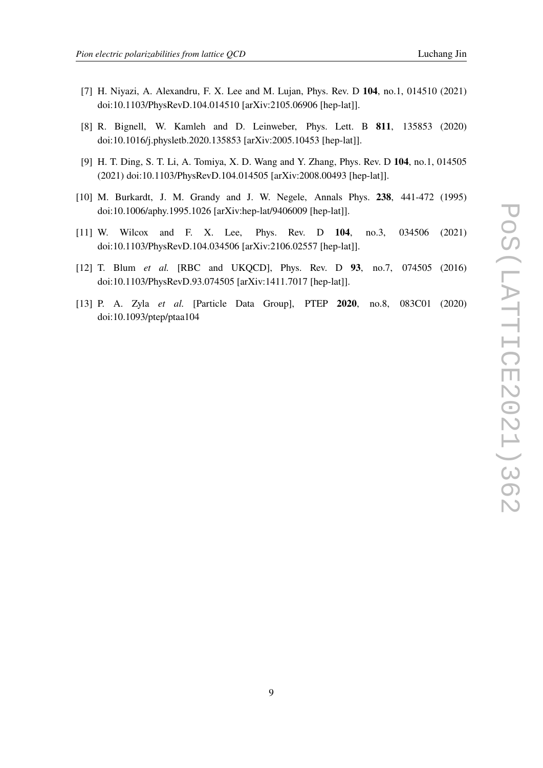[7] H. Niyazi, A. Alexandru, F. X. Lee and M. Lujan, Phys. Rev. D **104**, no.1, 014510 (2021) doi:10.1103/PhysRevD.104.014510 [arXiv:2105.06906 [hep-lat]].

[8] R. Bignell, W. Kamleh and D. Leinweber, Phys. Lett. B **811**, 135853 (2020) doi:10.1016/j.physletb.2020.135853 [arXiv:2005.10453 [hep-lat]].

[9] H. T. Ding, S. T. Li, A. Tomiya, X. D. Wang and Y. Zhang, Phys. Rev. D **104**, no.1, 014505 (2021) doi:10.1103/PhysRevD.104.014505 [arXiv:2008.00493 [hep-lat]].

[10] M. Burkardt, J. M. Grandy and J. W. Negele, Annals Phys. **238**, 441-472 (1995) doi:10.1006/aphy.1995.1026 [arXiv:hep-lat/9406009 [hep-lat]].

[11] W. Wilcox and F. X. Lee, Phys. Rev. D **104**, no.3, 034506 (2021) doi:10.1103/PhysRevD.104.034506 [arXiv:2106.02557 [hep-lat]].

[12] T. Blum *et al.* [RBC and UKQCD], Phys. Rev. D **93**, no.7, 074505 (2016) doi:10.1103/PhysRevD.93.074505 [arXiv:1411.7017 [hep-lat]].

[13] P. A. Zyla *et al.* [Particle Data Group], PTEP **2020**, no.8, 083C01 (2020) doi:10.1093/ptep/ptaa104